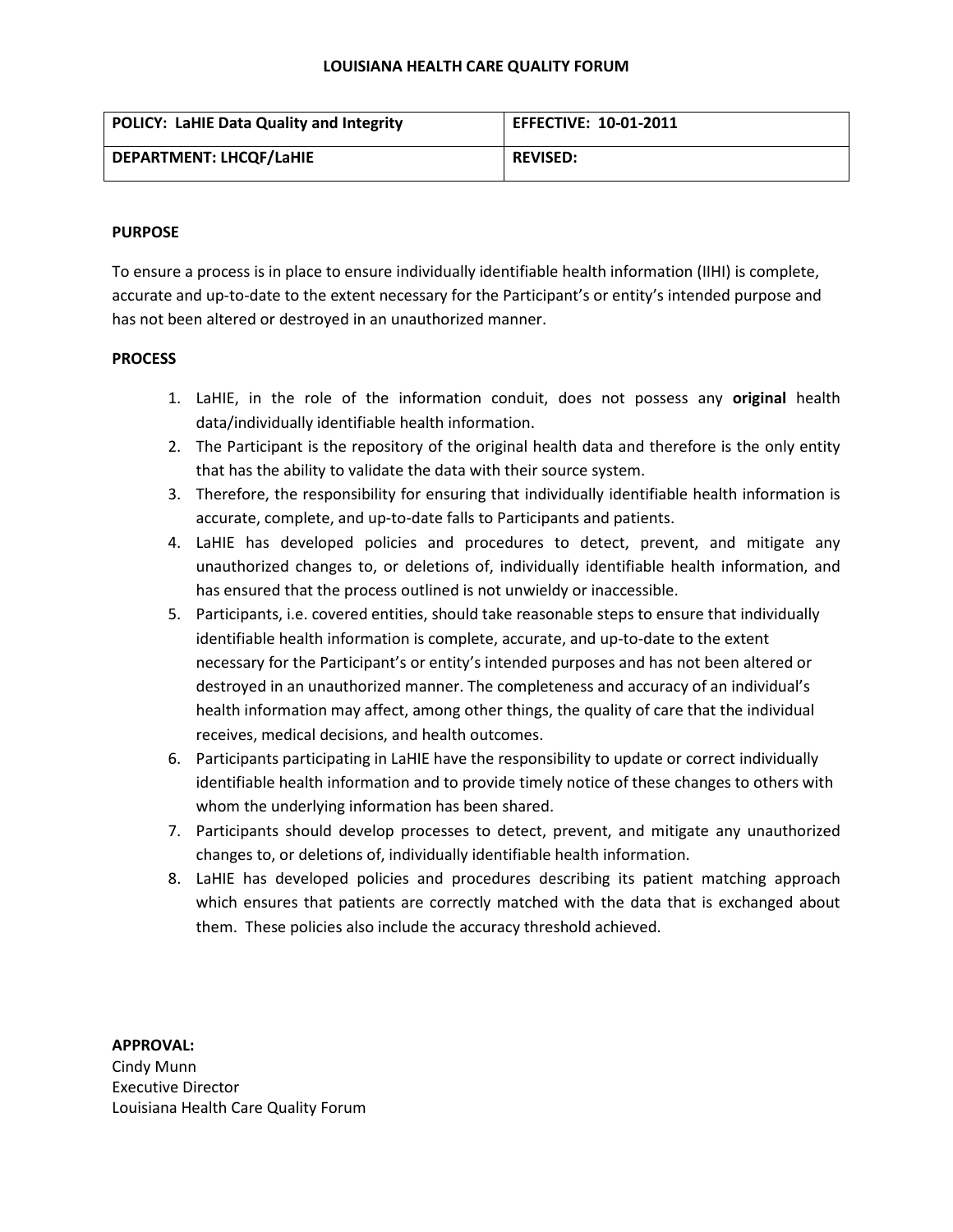# LOUISIANA HEALTH CARE QUALITY FORUM

| POLICY: LaHIE Data Quality and Integrity | EFFECTIVE: 10-01-2011 |
| --- | --- |
| DEPARTMENT: LHCQF/LaHIE | REVISED: |

## PURPOSE

To ensure a process is in place to ensure individually identifiable health information (IIHI) is complete, accurate and up-to-date to the extent necessary for the Participant's or entity's intended purpose and has not been altered or destroyed in an unauthorized manner.

## PROCESS

1. LaHIE, in the role of the information conduit, does not possess any **original** health data/individually identifiable health information.
2. The Participant is the repository of the original health data and therefore is the only entity that has the ability to validate the data with their source system.
3. Therefore, the responsibility for ensuring that individually identifiable health information is accurate, complete, and up-to-date falls to Participants and patients.
4. LaHIE has developed policies and procedures to detect, prevent, and mitigate any unauthorized changes to, or deletions of, individually identifiable health information, and has ensured that the process outlined is not unwieldy or inaccessible.
5. Participants, i.e. covered entities, should take reasonable steps to ensure that individually identifiable health information is complete, accurate, and up-to-date to the extent necessary for the Participant's or entity's intended purposes and has not been altered or destroyed in an unauthorized manner. The completeness and accuracy of an individual's health information may affect, among other things, the quality of care that the individual receives, medical decisions, and health outcomes.
6. Participants participating in LaHIE have the responsibility to update or correct individually identifiable health information and to provide timely notice of these changes to others with whom the underlying information has been shared.
7. Participants should develop processes to detect, prevent, and mitigate any unauthorized changes to, or deletions of, individually identifiable health information.
8. LaHIE has developed policies and procedures describing its patient matching approach which ensures that patients are correctly matched with the data that is exchanged about them. These policies also include the accuracy threshold achieved.

**APPROVAL:**
Cindy Munn
Executive Director
Louisiana Health Care Quality Forum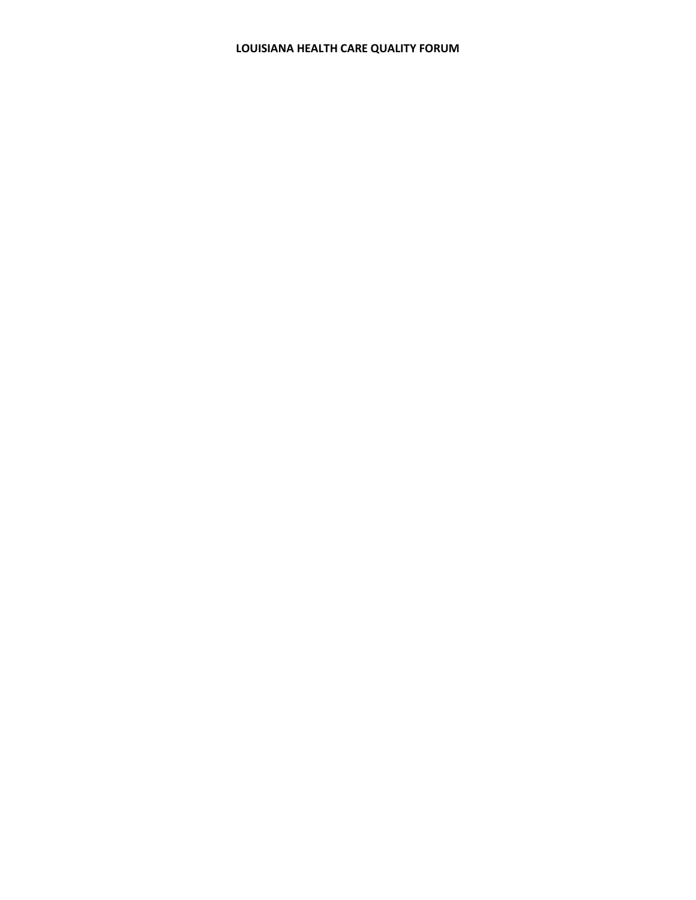**LOUISIANA HEALTH CARE QUALITY FORUM**